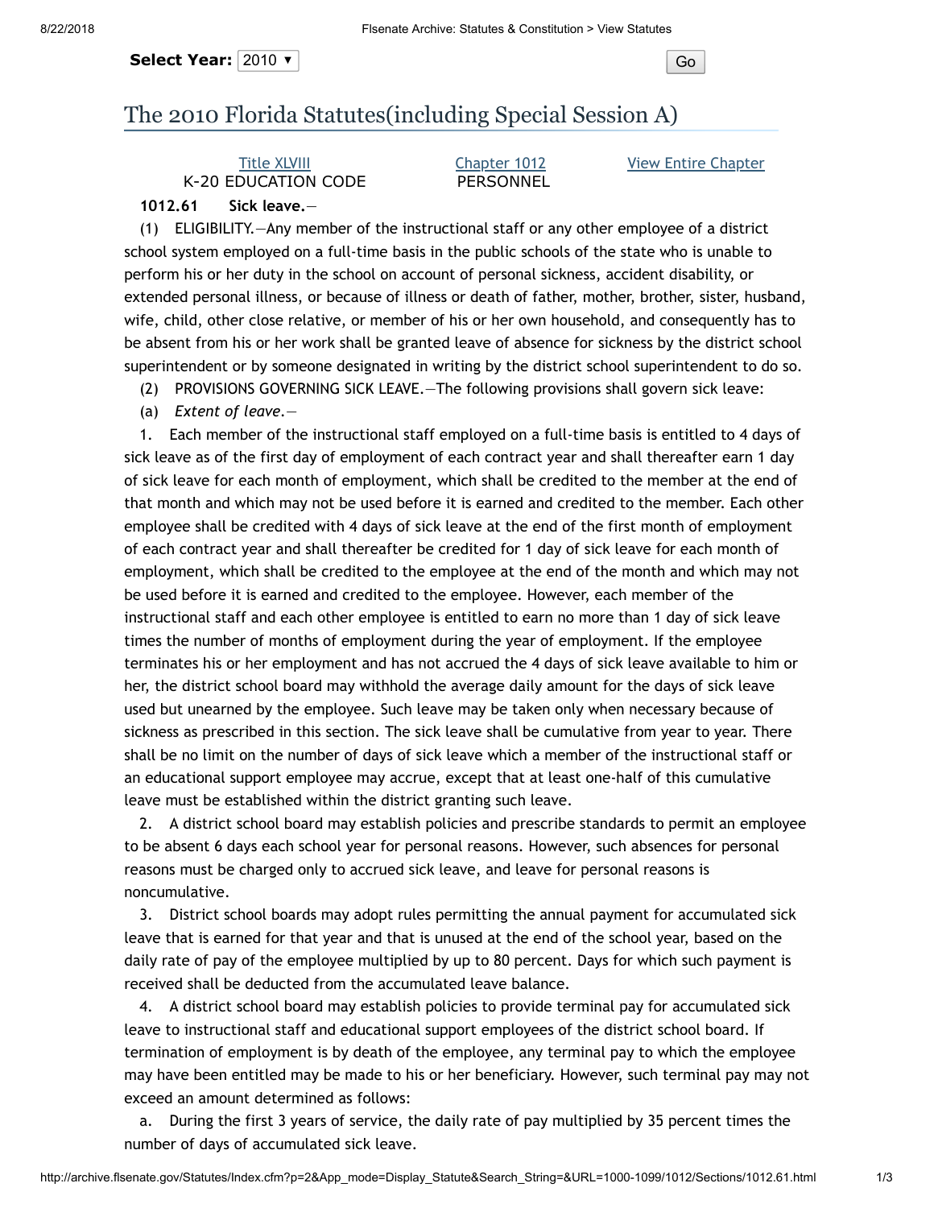Select Year: 2010

# The 2010 Florida Statutes(including Special Session A)

| Title XLVIII | Chapter 1012 | View Entire Chapter |
|---|---|---|
| K-20 EDUCATION CODE | PERSONNEL | |

**1012.61 Sick leave.**—

(1) ELIGIBILITY.—Any member of the instructional staff or any other employee of a district school system employed on a full-time basis in the public schools of the state who is unable to perform his or her duty in the school on account of personal sickness, accident disability, or extended personal illness, or because of illness or death of father, mother, brother, sister, husband, wife, child, other close relative, or member of his or her own household, and consequently has to be absent from his or her work shall be granted leave of absence for sickness by the district school superintendent or by someone designated in writing by the district school superintendent to do so.

(2) PROVISIONS GOVERNING SICK LEAVE.—The following provisions shall govern sick leave:

(a) *Extent of leave.*—

1. Each member of the instructional staff employed on a full-time basis is entitled to 4 days of sick leave as of the first day of employment of each contract year and shall thereafter earn 1 day of sick leave for each month of employment, which shall be credited to the member at the end of that month and which may not be used before it is earned and credited to the member. Each other employee shall be credited with 4 days of sick leave at the end of the first month of employment of each contract year and shall thereafter be credited for 1 day of sick leave for each month of employment, which shall be credited to the employee at the end of the month and which may not be used before it is earned and credited to the employee. However, each member of the instructional staff and each other employee is entitled to earn no more than 1 day of sick leave times the number of months of employment during the year of employment. If the employee terminates his or her employment and has not accrued the 4 days of sick leave available to him or her, the district school board may withhold the average daily amount for the days of sick leave used but unearned by the employee. Such leave may be taken only when necessary because of sickness as prescribed in this section. The sick leave shall be cumulative from year to year. There shall be no limit on the number of days of sick leave which a member of the instructional staff or an educational support employee may accrue, except that at least one-half of this cumulative leave must be established within the district granting such leave.

2. A district school board may establish policies and prescribe standards to permit an employee to be absent 6 days each school year for personal reasons. However, such absences for personal reasons must be charged only to accrued sick leave, and leave for personal reasons is noncumulative.

3. District school boards may adopt rules permitting the annual payment for accumulated sick leave that is earned for that year and that is unused at the end of the school year, based on the daily rate of pay of the employee multiplied by up to 80 percent. Days for which such payment is received shall be deducted from the accumulated leave balance.

4. A district school board may establish policies to provide terminal pay for accumulated sick leave to instructional staff and educational support employees of the district school board. If termination of employment is by death of the employee, any terminal pay to which the employee may have been entitled may be made to his or her beneficiary. However, such terminal pay may not exceed an amount determined as follows:

a. During the first 3 years of service, the daily rate of pay multiplied by 35 percent times the number of days of accumulated sick leave.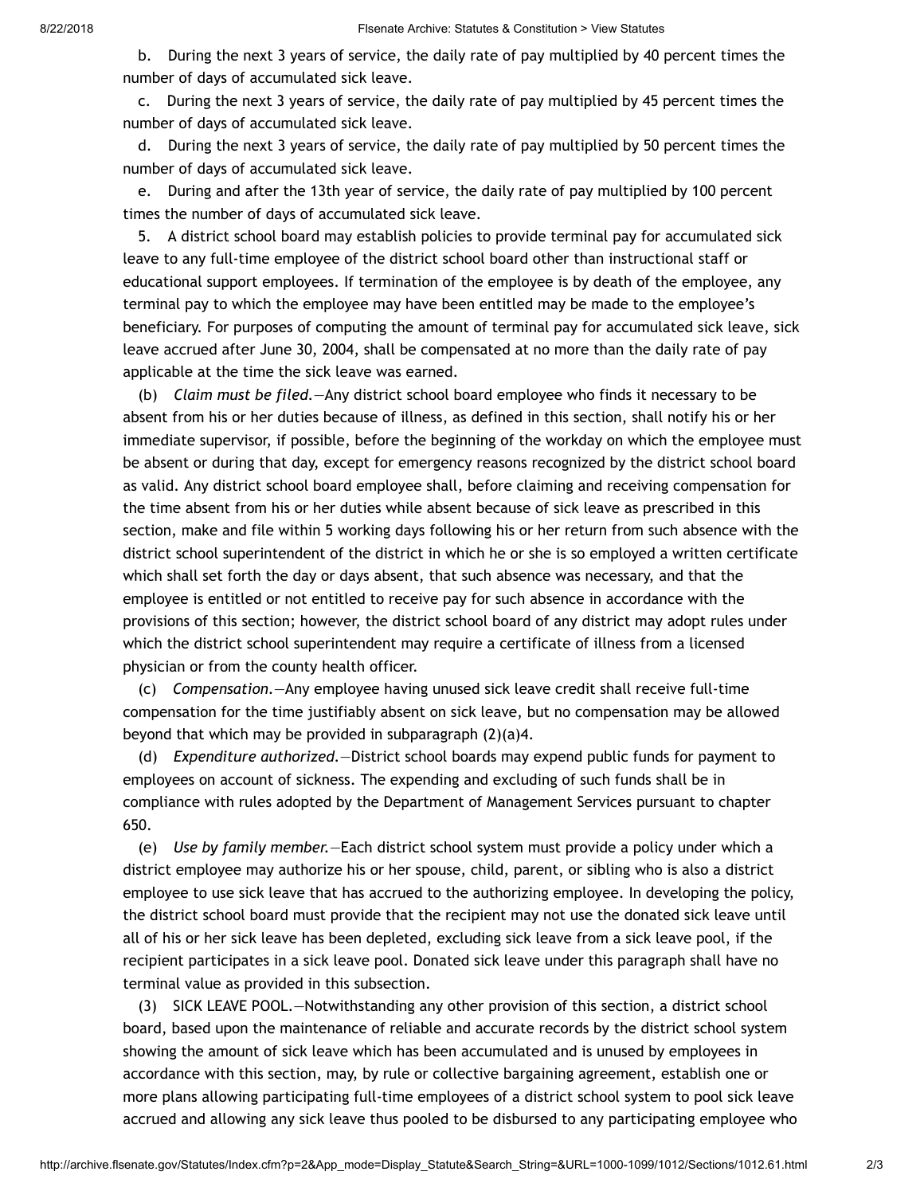b. During the next 3 years of service, the daily rate of pay multiplied by 40 percent times the number of days of accumulated sick leave.

c. During the next 3 years of service, the daily rate of pay multiplied by 45 percent times the number of days of accumulated sick leave.

d. During the next 3 years of service, the daily rate of pay multiplied by 50 percent times the number of days of accumulated sick leave.

e. During and after the 13th year of service, the daily rate of pay multiplied by 100 percent times the number of days of accumulated sick leave.

5. A district school board may establish policies to provide terminal pay for accumulated sick leave to any full-time employee of the district school board other than instructional staff or educational support employees. If termination of the employee is by death of the employee, any terminal pay to which the employee may have been entitled may be made to the employee's beneficiary. For purposes of computing the amount of terminal pay for accumulated sick leave, sick leave accrued after June 30, 2004, shall be compensated at no more than the daily rate of pay applicable at the time the sick leave was earned.

(b) *Claim must be filed.*—Any district school board employee who finds it necessary to be absent from his or her duties because of illness, as defined in this section, shall notify his or her immediate supervisor, if possible, before the beginning of the workday on which the employee must be absent or during that day, except for emergency reasons recognized by the district school board as valid. Any district school board employee shall, before claiming and receiving compensation for the time absent from his or her duties while absent because of sick leave as prescribed in this section, make and file within 5 working days following his or her return from such absence with the district school superintendent of the district in which he or she is so employed a written certificate which shall set forth the day or days absent, that such absence was necessary, and that the employee is entitled or not entitled to receive pay for such absence in accordance with the provisions of this section; however, the district school board of any district may adopt rules under which the district school superintendent may require a certificate of illness from a licensed physician or from the county health officer.

(c) *Compensation.*—Any employee having unused sick leave credit shall receive full-time compensation for the time justifiably absent on sick leave, but no compensation may be allowed beyond that which may be provided in subparagraph (2)(a)4.

(d) *Expenditure authorized.*—District school boards may expend public funds for payment to employees on account of sickness. The expending and excluding of such funds shall be in compliance with rules adopted by the Department of Management Services pursuant to chapter 650.

(e) *Use by family member.*—Each district school system must provide a policy under which a district employee may authorize his or her spouse, child, parent, or sibling who is also a district employee to use sick leave that has accrued to the authorizing employee. In developing the policy, the district school board must provide that the recipient may not use the donated sick leave until all of his or her sick leave has been depleted, excluding sick leave from a sick leave pool, if the recipient participates in a sick leave pool. Donated sick leave under this paragraph shall have no terminal value as provided in this subsection.

(3) SICK LEAVE POOL.—Notwithstanding any other provision of this section, a district school board, based upon the maintenance of reliable and accurate records by the district school system showing the amount of sick leave which has been accumulated and is unused by employees in accordance with this section, may, by rule or collective bargaining agreement, establish one or more plans allowing participating full-time employees of a district school system to pool sick leave accrued and allowing any sick leave thus pooled to be disbursed to any participating employee who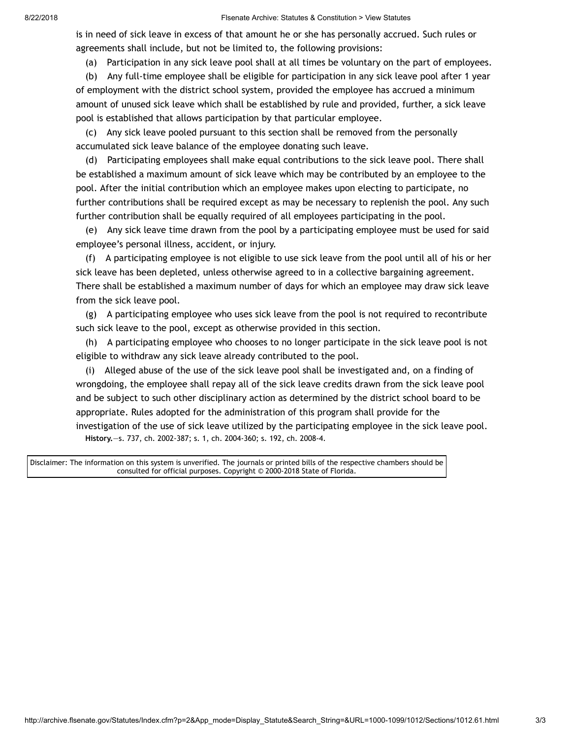is in need of sick leave in excess of that amount he or she has personally accrued. Such rules or agreements shall include, but not be limited to, the following provisions:

(a) Participation in any sick leave pool shall at all times be voluntary on the part of employees.

(b) Any full-time employee shall be eligible for participation in any sick leave pool after 1 year of employment with the district school system, provided the employee has accrued a minimum amount of unused sick leave which shall be established by rule and provided, further, a sick leave pool is established that allows participation by that particular employee.

(c) Any sick leave pooled pursuant to this section shall be removed from the personally accumulated sick leave balance of the employee donating such leave.

(d) Participating employees shall make equal contributions to the sick leave pool. There shall be established a maximum amount of sick leave which may be contributed by an employee to the pool. After the initial contribution which an employee makes upon electing to participate, no further contributions shall be required except as may be necessary to replenish the pool. Any such further contribution shall be equally required of all employees participating in the pool.

(e) Any sick leave time drawn from the pool by a participating employee must be used for said employee's personal illness, accident, or injury.

(f) A participating employee is not eligible to use sick leave from the pool until all of his or her sick leave has been depleted, unless otherwise agreed to in a collective bargaining agreement. There shall be established a maximum number of days for which an employee may draw sick leave from the sick leave pool.

(g) A participating employee who uses sick leave from the pool is not required to recontribute such sick leave to the pool, except as otherwise provided in this section.

(h) A participating employee who chooses to no longer participate in the sick leave pool is not eligible to withdraw any sick leave already contributed to the pool.

(i) Alleged abuse of the use of the sick leave pool shall be investigated and, on a finding of wrongdoing, the employee shall repay all of the sick leave credits drawn from the sick leave pool and be subject to such other disciplinary action as determined by the district school board to be appropriate. Rules adopted for the administration of this program shall provide for the investigation of the use of sick leave utilized by the participating employee in the sick leave pool.

**History.**—s. 737, ch. 2002-387; s. 1, ch. 2004-360; s. 192, ch. 2008-4.

Disclaimer: The information on this system is unverified. The journals or printed bills of the respective chambers should be consulted for official purposes. Copyright © 2000-2018 State of Florida.